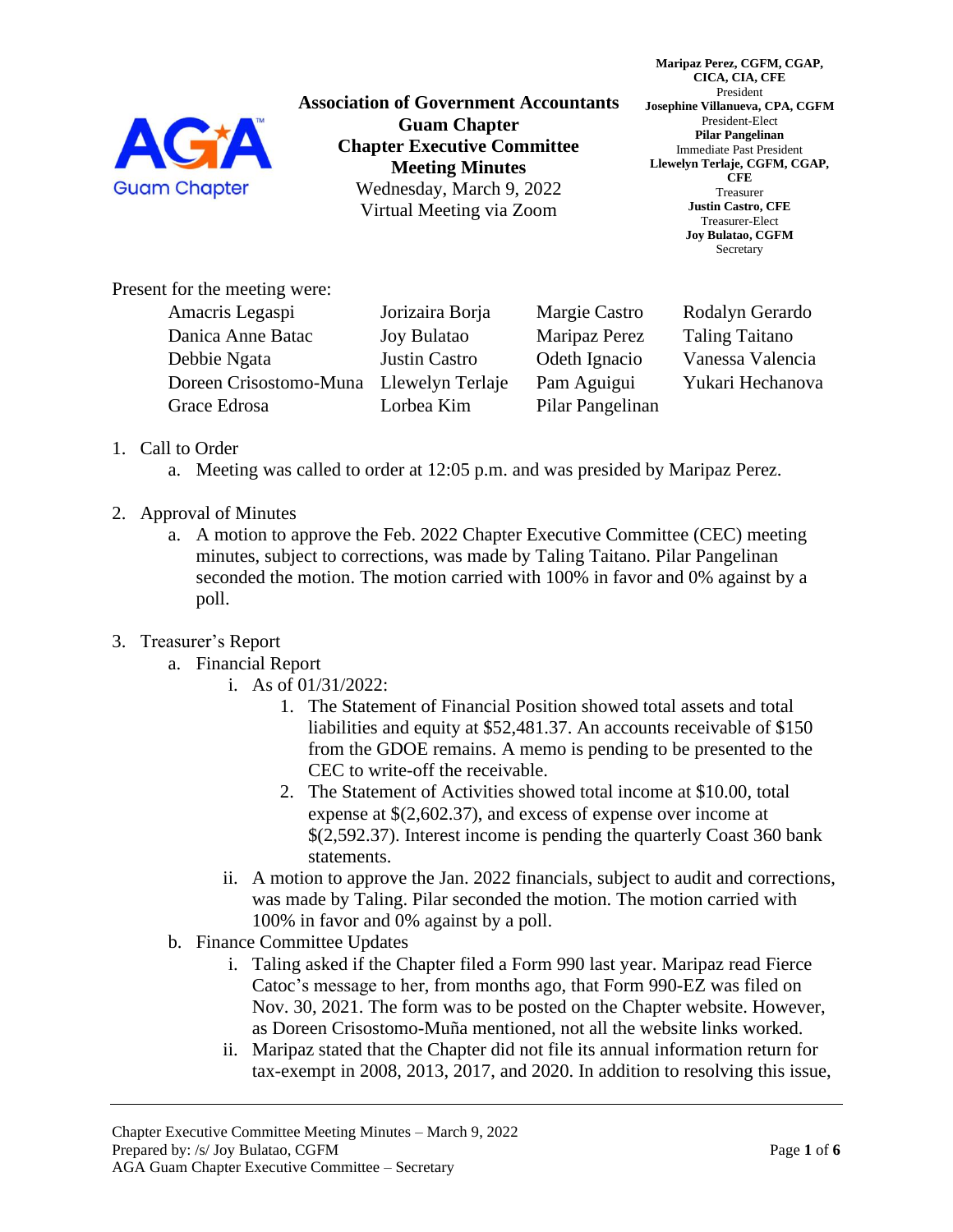**Association of Government Accountants**
**Guam Chapter**
**Chapter Executive Committee**
**Meeting Minutes**
Wednesday, March 9, 2022
Virtual Meeting via Zoom

**Maripaz Perez, CGFM, CGAP, CICA, CIA, CFE**
President
**Josephine Villanueva, CPA, CGFM**
President-Elect
**Pilar Pangelinan**
Immediate Past President
**Llewelyn Terlaje, CGFM, CGAP, CFE**
Treasurer
**Justin Castro, CFE**
Treasurer-Elect
**Joy Bulatao, CGFM**
Secretary

Present for the meeting were:

| | | | |
|---|---|---|---|
| Amacris Legaspi | Jorizaira Borja | Margie Castro | Rodalyn Gerardo |
| Danica Anne Batac | Joy Bulatao | Maripaz Perez | Taling Taitano |
| Debbie Ngata | Justin Castro | Odeth Ignacio | Vanessa Valencia |
| Doreen Crisostomo-Muna | Llewelyn Terlaje | Pam Aguigui | Yukari Hechanova |
| Grace Edrosa | Lorbea Kim | Pilar Pangelinan | |

1. Call to Order
   a. Meeting was called to order at 12:05 p.m. and was presided by Maripaz Perez.

2. Approval of Minutes
   a. A motion to approve the Feb. 2022 Chapter Executive Committee (CEC) meeting minutes, subject to corrections, was made by Taling Taitano. Pilar Pangelinan seconded the motion. The motion carried with 100% in favor and 0% against by a poll.

3. Treasurer's Report
   a. Financial Report
      i. As of 01/31/2022:
         1. The Statement of Financial Position showed total assets and total liabilities and equity at $52,481.37. An accounts receivable of $150 from the GDOE remains. A memo is pending to be presented to the CEC to write-off the receivable.
         2. The Statement of Activities showed total income at $10.00, total expense at $(2,602.37), and excess of expense over income at $(2,592.37). Interest income is pending the quarterly Coast 360 bank statements.
      ii. A motion to approve the Jan. 2022 financials, subject to audit and corrections, was made by Taling. Pilar seconded the motion. The motion carried with 100% in favor and 0% against by a poll.
   b. Finance Committee Updates
      i. Taling asked if the Chapter filed a Form 990 last year. Maripaz read Fierce Catoc's message to her, from months ago, that Form 990-EZ was filed on Nov. 30, 2021. The form was to be posted on the Chapter website. However, as Doreen Crisostomo-Muña mentioned, not all the website links worked.
      ii. Maripaz stated that the Chapter did not file its annual information return for tax-exempt in 2008, 2013, 2017, and 2020. In addition to resolving this issue,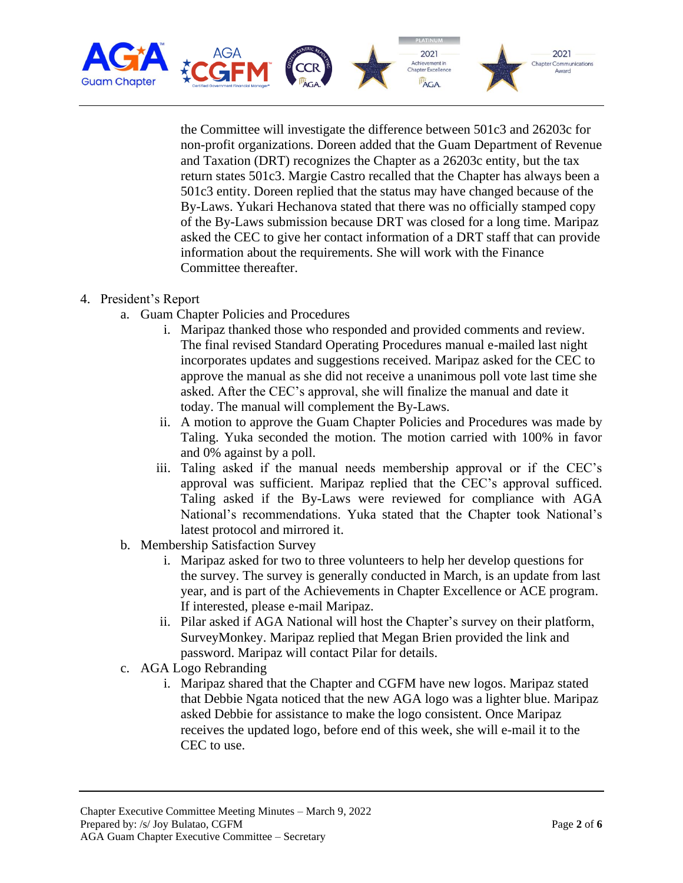the Committee will investigate the difference between 501c3 and 26203c for non-profit organizations. Doreen added that the Guam Department of Revenue and Taxation (DRT) recognizes the Chapter as a 26203c entity, but the tax return states 501c3. Margie Castro recalled that the Chapter has always been a 501c3 entity. Doreen replied that the status may have changed because of the By-Laws. Yukari Hechanova stated that there was no officially stamped copy of the By-Laws submission because DRT was closed for a long time. Maripaz asked the CEC to give her contact information of a DRT staff that can provide information about the requirements. She will work with the Finance Committee thereafter.

4. President's Report
   a. Guam Chapter Policies and Procedures
      i. Maripaz thanked those who responded and provided comments and review. The final revised Standard Operating Procedures manual e-mailed last night incorporates updates and suggestions received. Maripaz asked for the CEC to approve the manual as she did not receive a unanimous poll vote last time she asked. After the CEC's approval, she will finalize the manual and date it today. The manual will complement the By-Laws.
      ii. A motion to approve the Guam Chapter Policies and Procedures was made by Taling. Yuka seconded the motion. The motion carried with 100% in favor and 0% against by a poll.
      iii. Taling asked if the manual needs membership approval or if the CEC's approval was sufficient. Maripaz replied that the CEC's approval sufficed. Taling asked if the By-Laws were reviewed for compliance with AGA National's recommendations. Yuka stated that the Chapter took National's latest protocol and mirrored it.
   b. Membership Satisfaction Survey
      i. Maripaz asked for two to three volunteers to help her develop questions for the survey. The survey is generally conducted in March, is an update from last year, and is part of the Achievements in Chapter Excellence or ACE program. If interested, please e-mail Maripaz.
      ii. Pilar asked if AGA National will host the Chapter's survey on their platform, SurveyMonkey. Maripaz replied that Megan Brien provided the link and password. Maripaz will contact Pilar for details.
   c. AGA Logo Rebranding
      i. Maripaz shared that the Chapter and CGFM have new logos. Maripaz stated that Debbie Ngata noticed that the new AGA logo was a lighter blue. Maripaz asked Debbie for assistance to make the logo consistent. Once Maripaz receives the updated logo, before end of this week, she will e-mail it to the CEC to use.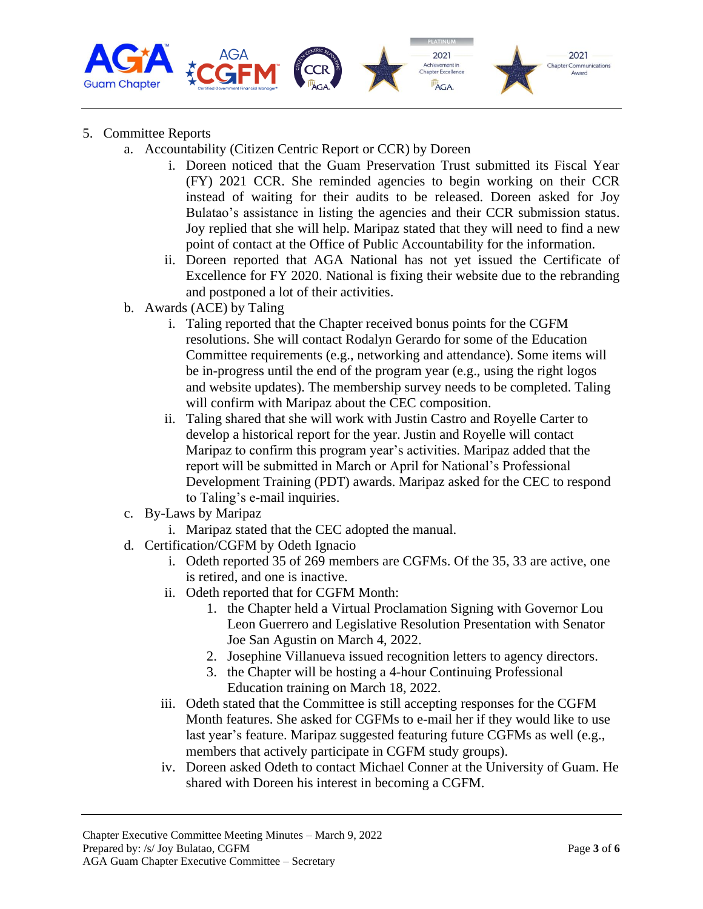5. Committee Reports
    a. Accountability (Citizen Centric Report or CCR) by Doreen
        i. Doreen noticed that the Guam Preservation Trust submitted its Fiscal Year (FY) 2021 CCR. She reminded agencies to begin working on their CCR instead of waiting for their audits to be released. Doreen asked for Joy Bulatao's assistance in listing the agencies and their CCR submission status. Joy replied that she will help. Maripaz stated that they will need to find a new point of contact at the Office of Public Accountability for the information.
        ii. Doreen reported that AGA National has not yet issued the Certificate of Excellence for FY 2020. National is fixing their website due to the rebranding and postponed a lot of their activities.
    b. Awards (ACE) by Taling
        i. Taling reported that the Chapter received bonus points for the CGFM resolutions. She will contact Rodalyn Gerardo for some of the Education Committee requirements (e.g., networking and attendance). Some items will be in-progress until the end of the program year (e.g., using the right logos and website updates). The membership survey needs to be completed. Taling will confirm with Maripaz about the CEC composition.
        ii. Taling shared that she will work with Justin Castro and Royelle Carter to develop a historical report for the year. Justin and Royelle will contact Maripaz to confirm this program year's activities. Maripaz added that the report will be submitted in March or April for National's Professional Development Training (PDT) awards. Maripaz asked for the CEC to respond to Taling's e-mail inquiries.
    c. By-Laws by Maripaz
        i. Maripaz stated that the CEC adopted the manual.
    d. Certification/CGFM by Odeth Ignacio
        i. Odeth reported 35 of 269 members are CGFMs. Of the 35, 33 are active, one is retired, and one is inactive.
        ii. Odeth reported that for CGFM Month:
            1. the Chapter held a Virtual Proclamation Signing with Governor Lou Leon Guerrero and Legislative Resolution Presentation with Senator Joe San Agustin on March 4, 2022.
            2. Josephine Villanueva issued recognition letters to agency directors.
            3. the Chapter will be hosting a 4-hour Continuing Professional Education training on March 18, 2022.
        iii. Odeth stated that the Committee is still accepting responses for the CGFM Month features. She asked for CGFMs to e-mail her if they would like to use last year's feature. Maripaz suggested featuring future CGFMs as well (e.g., members that actively participate in CGFM study groups).
        iv. Doreen asked Odeth to contact Michael Conner at the University of Guam. He shared with Doreen his interest in becoming a CGFM.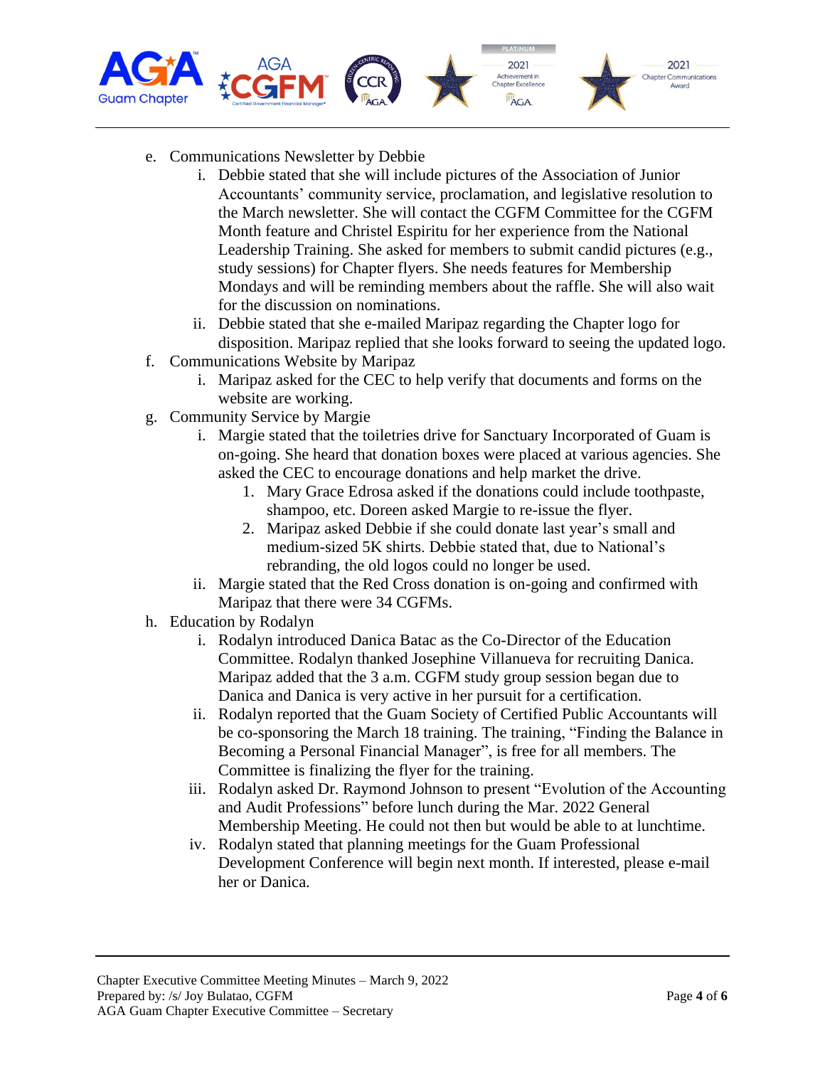e. Communications Newsletter by Debbie
   i. Debbie stated that she will include pictures of the Association of Junior Accountants' community service, proclamation, and legislative resolution to the March newsletter. She will contact the CGFM Committee for the CGFM Month feature and Christel Espiritu for her experience from the National Leadership Training. She asked for members to submit candid pictures (e.g., study sessions) for Chapter flyers. She needs features for Membership Mondays and will be reminding members about the raffle. She will also wait for the discussion on nominations.
   ii. Debbie stated that she e-mailed Maripaz regarding the Chapter logo for disposition. Maripaz replied that she looks forward to seeing the updated logo.

f. Communications Website by Maripaz
   i. Maripaz asked for the CEC to help verify that documents and forms on the website are working.

g. Community Service by Margie
   i. Margie stated that the toiletries drive for Sanctuary Incorporated of Guam is on-going. She heard that donation boxes were placed at various agencies. She asked the CEC to encourage donations and help market the drive.
      1. Mary Grace Edrosa asked if the donations could include toothpaste, shampoo, etc. Doreen asked Margie to re-issue the flyer.
      2. Maripaz asked Debbie if she could donate last year's small and medium-sized 5K shirts. Debbie stated that, due to National's rebranding, the old logos could no longer be used.
   ii. Margie stated that the Red Cross donation is on-going and confirmed with Maripaz that there were 34 CGFMs.

h. Education by Rodalyn
   i. Rodalyn introduced Danica Batac as the Co-Director of the Education Committee. Rodalyn thanked Josephine Villanueva for recruiting Danica. Maripaz added that the 3 a.m. CGFM study group session began due to Danica and Danica is very active in her pursuit for a certification.
   ii. Rodalyn reported that the Guam Society of Certified Public Accountants will be co-sponsoring the March 18 training. The training, "Finding the Balance in Becoming a Personal Financial Manager", is free for all members. The Committee is finalizing the flyer for the training.
   iii. Rodalyn asked Dr. Raymond Johnson to present "Evolution of the Accounting and Audit Professions" before lunch during the Mar. 2022 General Membership Meeting. He could not then but would be able to at lunchtime.
   iv. Rodalyn stated that planning meetings for the Guam Professional Development Conference will begin next month. If interested, please e-mail her or Danica.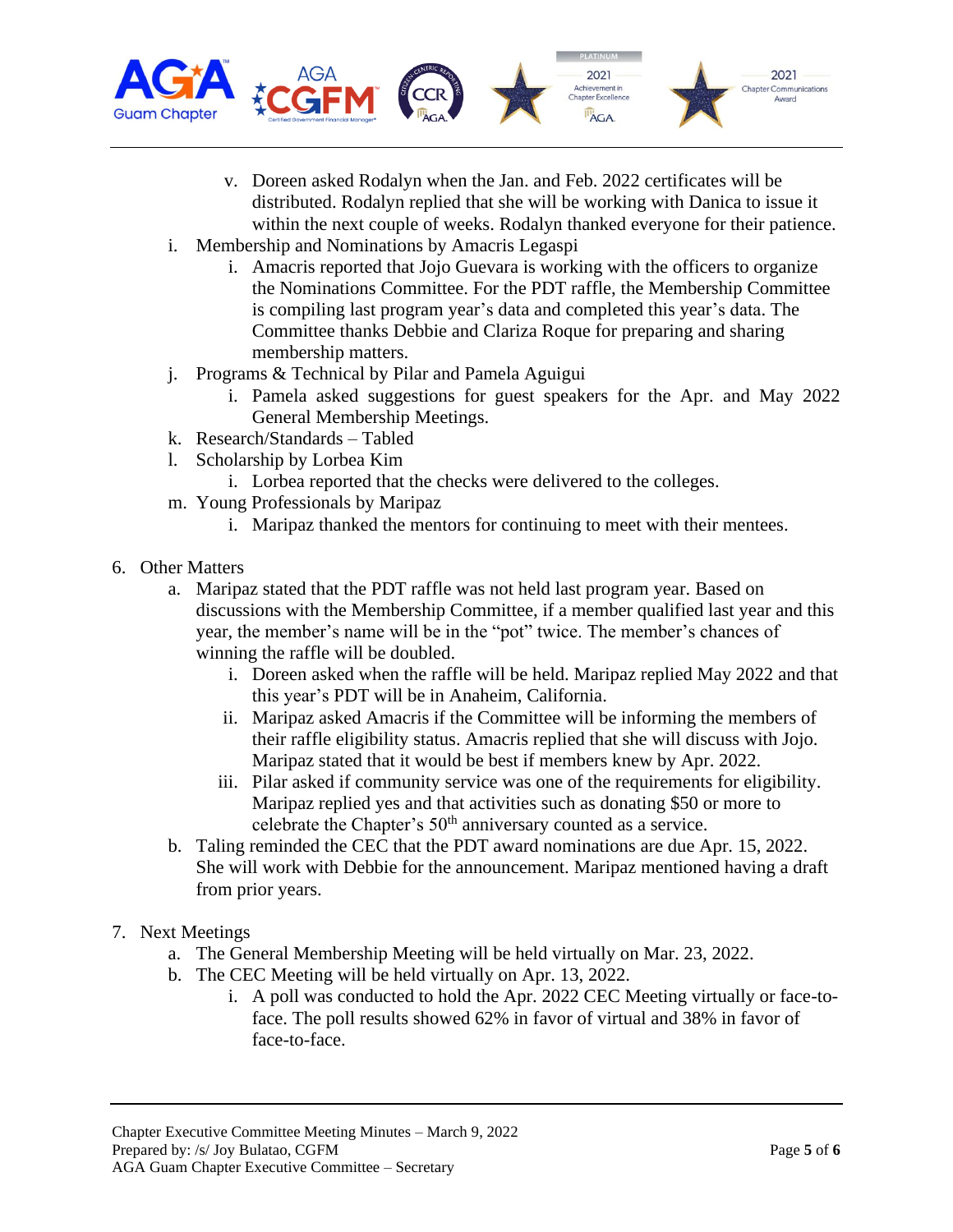v. Doreen asked Rodalyn when the Jan. and Feb. 2022 certificates will be distributed. Rodalyn replied that she will be working with Danica to issue it within the next couple of weeks. Rodalyn thanked everyone for their patience.

i. Membership and Nominations by Amacris Legaspi
   i. Amacris reported that Jojo Guevara is working with the officers to organize the Nominations Committee. For the PDT raffle, the Membership Committee is compiling last program year's data and completed this year's data. The Committee thanks Debbie and Clariza Roque for preparing and sharing membership matters.

j. Programs & Technical by Pilar and Pamela Aguigui
   i. Pamela asked suggestions for guest speakers for the Apr. and May 2022 General Membership Meetings.

k. Research/Standards – Tabled

l. Scholarship by Lorbea Kim
   i. Lorbea reported that the checks were delivered to the colleges.

m. Young Professionals by Maripaz
   i. Maripaz thanked the mentors for continuing to meet with their mentees.

6. Other Matters
   a. Maripaz stated that the PDT raffle was not held last program year. Based on discussions with the Membership Committee, if a member qualified last year and this year, the member's name will be in the "pot" twice. The member's chances of winning the raffle will be doubled.
      i. Doreen asked when the raffle will be held. Maripaz replied May 2022 and that this year's PDT will be in Anaheim, California.
      ii. Maripaz asked Amacris if the Committee will be informing the members of their raffle eligibility status. Amacris replied that she will discuss with Jojo. Maripaz stated that it would be best if members knew by Apr. 2022.
      iii. Pilar asked if community service was one of the requirements for eligibility. Maripaz replied yes and that activities such as donating $50 or more to celebrate the Chapter's 50th anniversary counted as a service.
   b. Taling reminded the CEC that the PDT award nominations are due Apr. 15, 2022. She will work with Debbie for the announcement. Maripaz mentioned having a draft from prior years.

7. Next Meetings
   a. The General Membership Meeting will be held virtually on Mar. 23, 2022.
   b. The CEC Meeting will be held virtually on Apr. 13, 2022.
      i. A poll was conducted to hold the Apr. 2022 CEC Meeting virtually or face-to-face. The poll results showed 62% in favor of virtual and 38% in favor of face-to-face.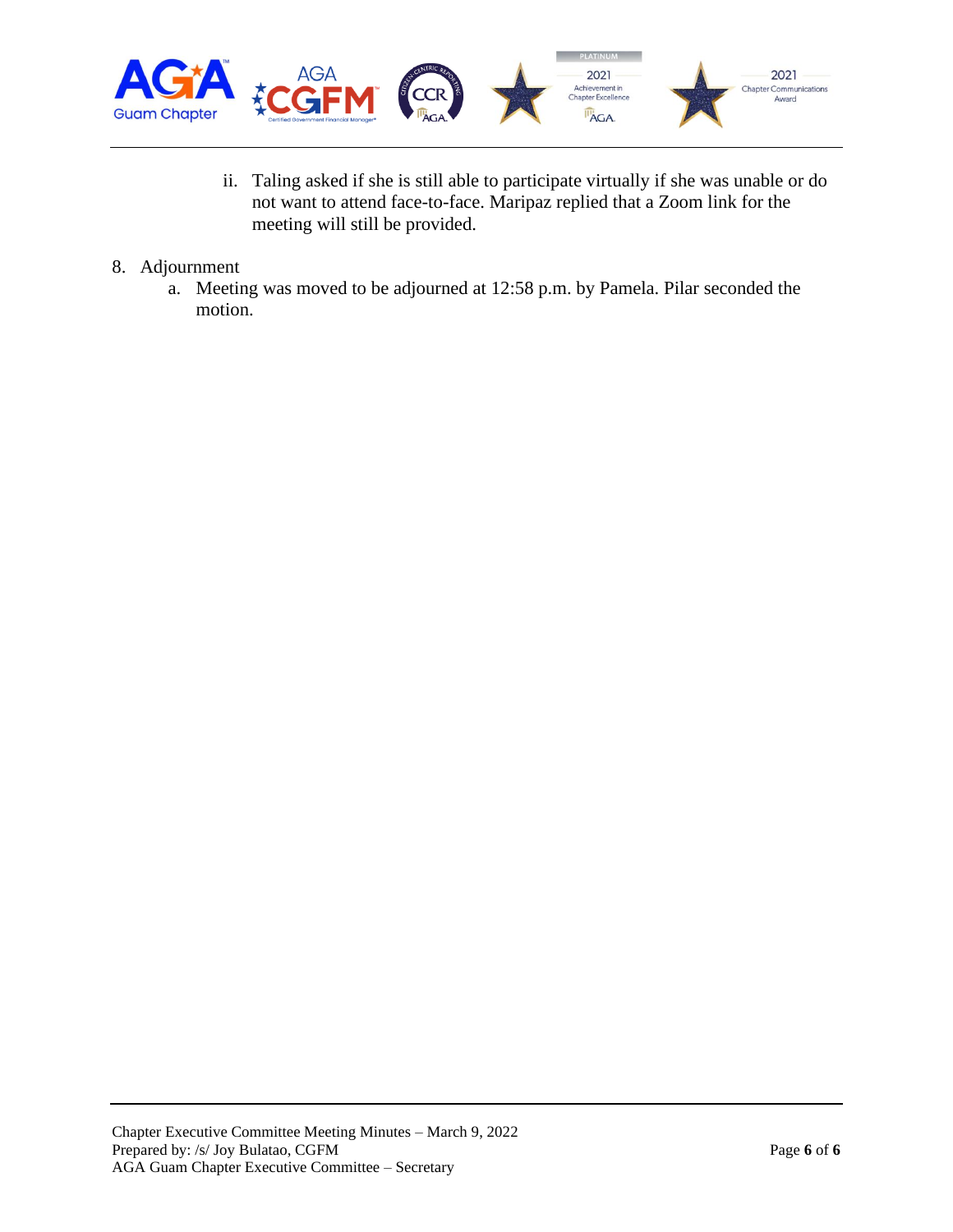ii. Taling asked if she is still able to participate virtually if she was unable or do not want to attend face-to-face. Maripaz replied that a Zoom link for the meeting will still be provided.

8. Adjournment
   a. Meeting was moved to be adjourned at 12:58 p.m. by Pamela. Pilar seconded the motion.